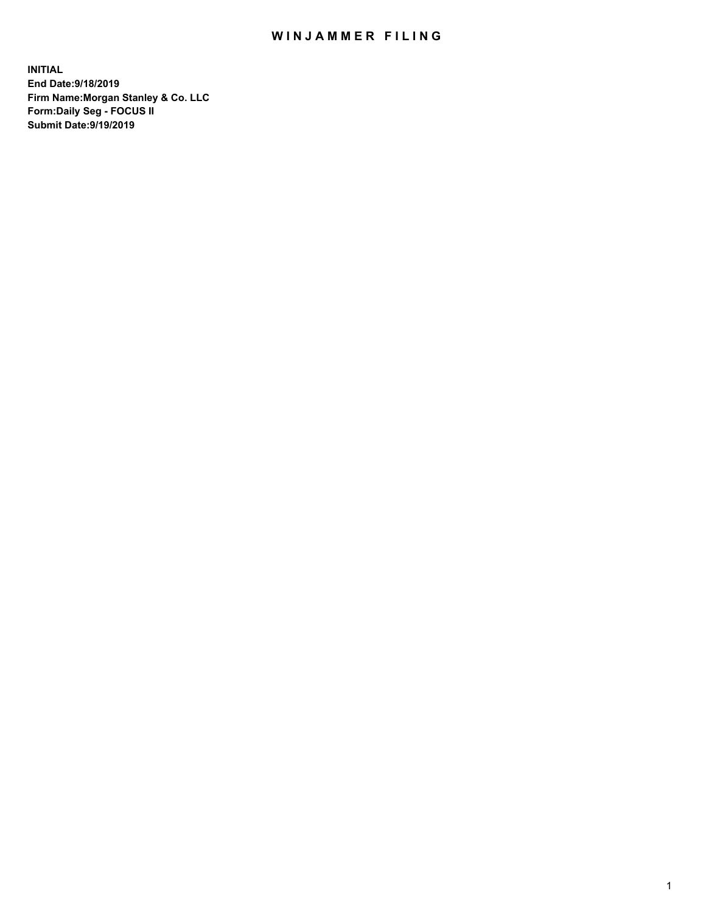# WINJAMMER FILING

**INITIAL**
**End Date:9/18/2019**
**Firm Name:Morgan Stanley & Co. LLC**
**Form:Daily Seg - FOCUS II**
**Submit Date:9/19/2019**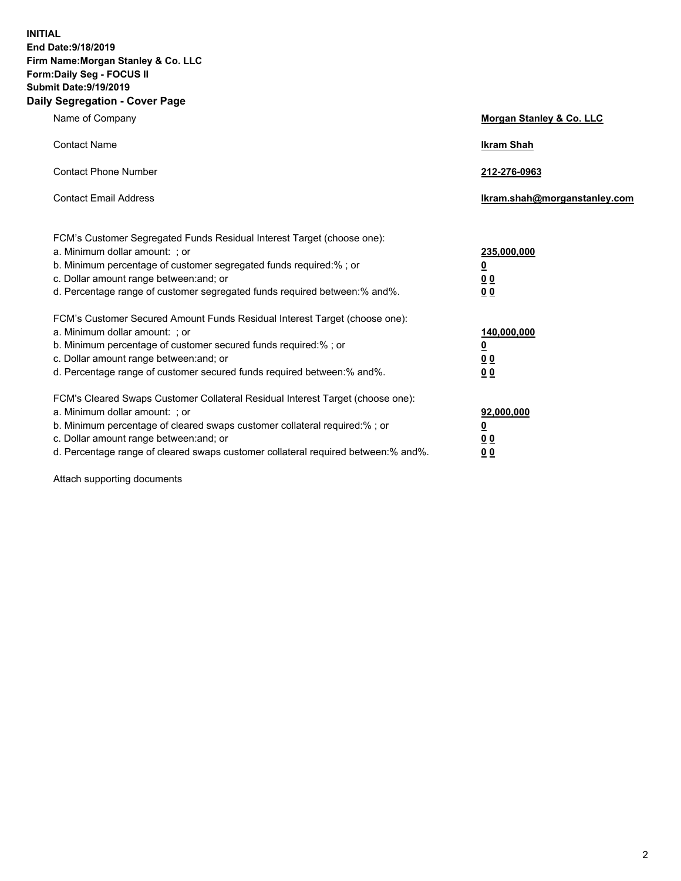**INITIAL**
**End Date:9/18/2019**
**Firm Name:Morgan Stanley & Co. LLC**
**Form:Daily Seg - FOCUS II**
**Submit Date:9/19/2019**
**Daily Segregation - Cover Page**

| | |
|---|---|
| Name of Company | **Morgan Stanley & Co. LLC** |
| Contact Name | **Ikram Shah** |
| Contact Phone Number | **212-276-0963** |
| Contact Email Address | **Ikram.shah@morganstanley.com** |

FCM's Customer Segregated Funds Residual Interest Target (choose one):

| | |
|---|---|
| a. Minimum dollar amount: ; or | **235,000,000** |
| b. Minimum percentage of customer segregated funds required:% ; or | **0** |
| c. Dollar amount range between:and; or | **0 0** |
| d. Percentage range of customer segregated funds required between:% and%. | **0 0** |

FCM's Customer Secured Amount Funds Residual Interest Target (choose one):

| | |
|---|---|
| a. Minimum dollar amount: ; or | **140,000,000** |
| b. Minimum percentage of customer secured funds required:% ; or | **0** |
| c. Dollar amount range between:and; or | **0 0** |
| d. Percentage range of customer secured funds required between:% and%. | **0 0** |

FCM's Cleared Swaps Customer Collateral Residual Interest Target (choose one):

| | |
|---|---|
| a. Minimum dollar amount: ; or | **92,000,000** |
| b. Minimum percentage of cleared swaps customer collateral required:% ; or | **0** |
| c. Dollar amount range between:and; or | **0 0** |
| d. Percentage range of cleared swaps customer collateral required between:% and%. | **0 0** |

Attach supporting documents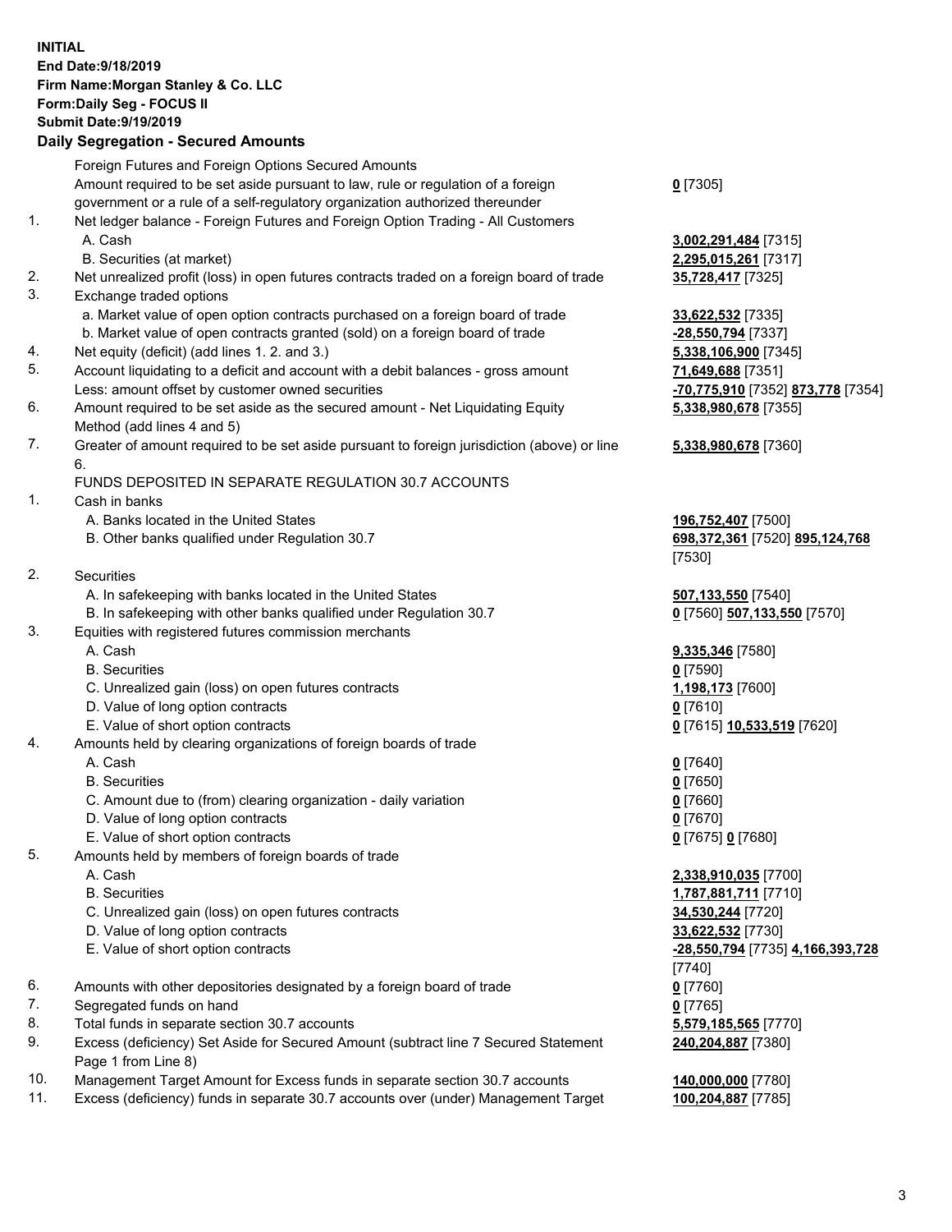**INITIAL**
**End Date:9/18/2019**
**Firm Name:Morgan Stanley & Co. LLC**
**Form:Daily Seg - FOCUS II**
**Submit Date:9/19/2019**

## Daily Segregation - Secured Amounts

| | | |
|---|---|---|
| | Foreign Futures and Foreign Options Secured Amounts | |
| | Amount required to be set aside pursuant to law, rule or regulation of a foreign government or a rule of a self-regulatory organization authorized thereunder | **0** [7305] |
| 1. | Net ledger balance - Foreign Futures and Foreign Option Trading - All Customers | |
| | A. Cash | **3,002,291,484** [7315] |
| | B. Securities (at market) | **2,295,015,261** [7317] |
| 2. | Net unrealized profit (loss) in open futures contracts traded on a foreign board of trade | **35,728,417** [7325] |
| 3. | Exchange traded options | |
| | a. Market value of open option contracts purchased on a foreign board of trade | **33,622,532** [7335] |
| | b. Market value of open contracts granted (sold) on a foreign board of trade | **-28,550,794** [7337] |
| 4. | Net equity (deficit) (add lines 1. 2. and 3.) | **5,338,106,900** [7345] |
| 5. | Account liquidating to a deficit and account with a debit balances - gross amount | **71,649,688** [7351] |
| | Less: amount offset by customer owned securities | **-70,775,910** [7352] **873,778** [7354] |
| 6. | Amount required to be set aside as the secured amount - Net Liquidating Equity Method (add lines 4 and 5) | **5,338,980,678** [7355] |
| 7. | Greater of amount required to be set aside pursuant to foreign jurisdiction (above) or line 6. | **5,338,980,678** [7360] |
| | FUNDS DEPOSITED IN SEPARATE REGULATION 30.7 ACCOUNTS | |
| 1. | Cash in banks | |
| | A. Banks located in the United States | **196,752,407** [7500] |
| | B. Other banks qualified under Regulation 30.7 | **698,372,361** [7520] **895,124,768** [7530] |
| 2. | Securities | |
| | A. In safekeeping with banks located in the United States | **507,133,550** [7540] |
| | B. In safekeeping with other banks qualified under Regulation 30.7 | **0** [7560] **507,133,550** [7570] |
| 3. | Equities with registered futures commission merchants | |
| | A. Cash | **9,335,346** [7580] |
| | B. Securities | **0** [7590] |
| | C. Unrealized gain (loss) on open futures contracts | **1,198,173** [7600] |
| | D. Value of long option contracts | **0** [7610] |
| | E. Value of short option contracts | **0** [7615] **10,533,519** [7620] |
| 4. | Amounts held by clearing organizations of foreign boards of trade | |
| | A. Cash | **0** [7640] |
| | B. Securities | **0** [7650] |
| | C. Amount due to (from) clearing organization - daily variation | **0** [7660] |
| | D. Value of long option contracts | **0** [7670] |
| | E. Value of short option contracts | **0** [7675] **0** [7680] |
| 5. | Amounts held by members of foreign boards of trade | |
| | A. Cash | **2,338,910,035** [7700] |
| | B. Securities | **1,787,881,711** [7710] |
| | C. Unrealized gain (loss) on open futures contracts | **34,530,244** [7720] |
| | D. Value of long option contracts | **33,622,532** [7730] |
| | E. Value of short option contracts | **-28,550,794** [7735] **4,166,393,728** [7740] |
| 6. | Amounts with other depositories designated by a foreign board of trade | **0** [7760] |
| 7. | Segregated funds on hand | **0** [7765] |
| 8. | Total funds in separate section 30.7 accounts | **5,579,185,565** [7770] |
| 9. | Excess (deficiency) Set Aside for Secured Amount (subtract line 7 Secured Statement Page 1 from Line 8) | **240,204,887** [7380] |
| 10. | Management Target Amount for Excess funds in separate section 30.7 accounts | **140,000,000** [7780] |
| 11. | Excess (deficiency) funds in separate 30.7 accounts over (under) Management Target | **100,204,887** [7785] |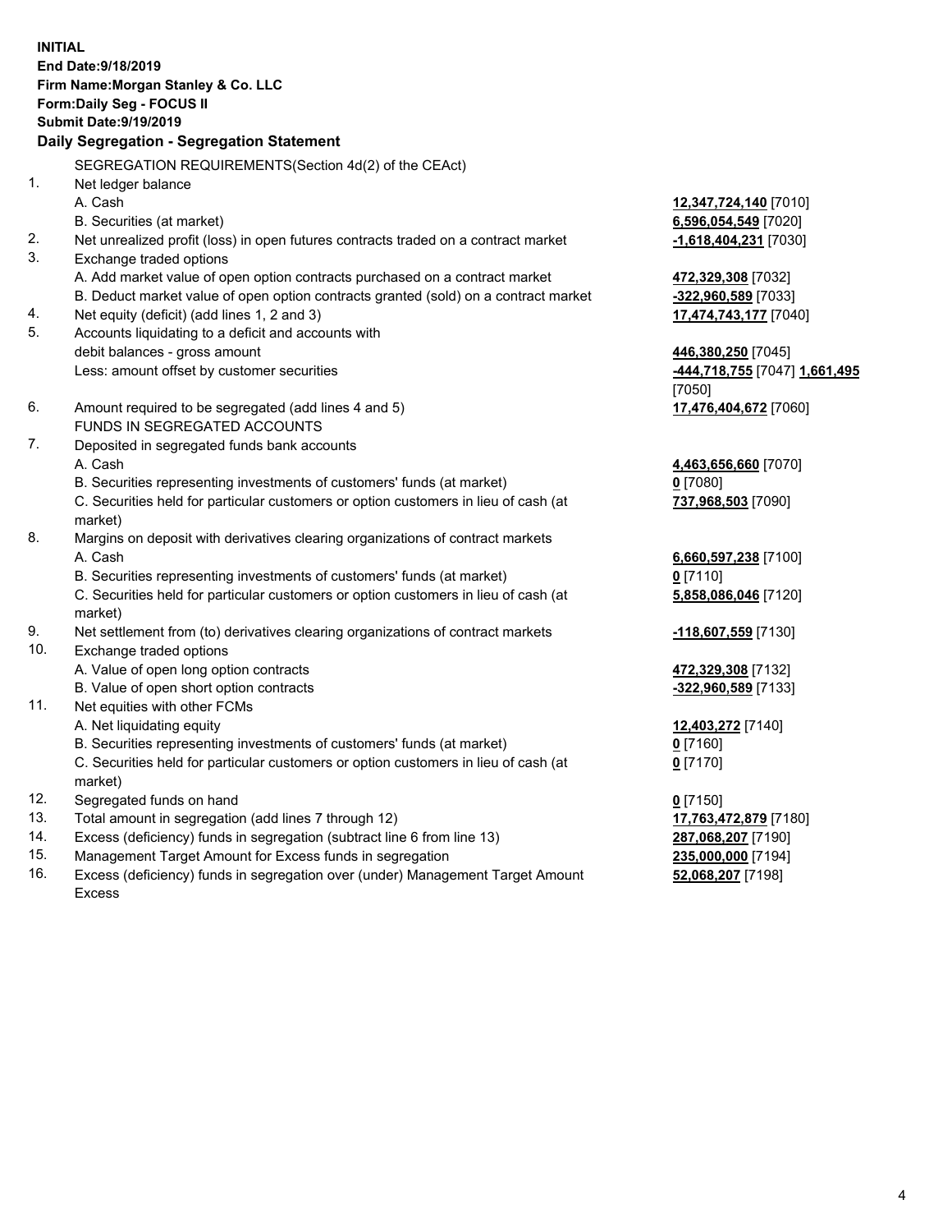**INITIAL**
**End Date:9/18/2019**
**Firm Name:Morgan Stanley & Co. LLC**
**Form:Daily Seg - FOCUS II**
**Submit Date:9/19/2019**

## Daily Segregation - Segregation Statement

SEGREGATION REQUIREMENTS(Section 4d(2) of the CEAct)

| | | |
|---|---|---|
| 1. | Net ledger balance | |
| | A. Cash | **12,347,724,140** [7010] |
| | B. Securities (at market) | **6,596,054,549** [7020] |
| 2. | Net unrealized profit (loss) in open futures contracts traded on a contract market | **-1,618,404,231** [7030] |
| 3. | Exchange traded options | |
| | A. Add market value of open option contracts purchased on a contract market | **472,329,308** [7032] |
| | B. Deduct market value of open option contracts granted (sold) on a contract market | **-322,960,589** [7033] |
| 4. | Net equity (deficit) (add lines 1, 2 and 3) | **17,474,743,177** [7040] |
| 5. | Accounts liquidating to a deficit and accounts with debit balances - gross amount | **446,380,250** [7045] |
| | Less: amount offset by customer securities | **-444,718,755** [7047] **1,661,495** [7050] |
| 6. | Amount required to be segregated (add lines 4 and 5) | **17,476,404,672** [7060] |
| | FUNDS IN SEGREGATED ACCOUNTS | |
| 7. | Deposited in segregated funds bank accounts | |
| | A. Cash | **4,463,656,660** [7070] |
| | B. Securities representing investments of customers' funds (at market) | **0** [7080] |
| | C. Securities held for particular customers or option customers in lieu of cash (at market) | **737,968,503** [7090] |
| 8. | Margins on deposit with derivatives clearing organizations of contract markets | |
| | A. Cash | **6,660,597,238** [7100] |
| | B. Securities representing investments of customers' funds (at market) | **0** [7110] |
| | C. Securities held for particular customers or option customers in lieu of cash (at market) | **5,858,086,046** [7120] |
| 9. | Net settlement from (to) derivatives clearing organizations of contract markets | **-118,607,559** [7130] |
| 10. | Exchange traded options | |
| | A. Value of open long option contracts | **472,329,308** [7132] |
| | B. Value of open short option contracts | **-322,960,589** [7133] |
| 11. | Net equities with other FCMs | |
| | A. Net liquidating equity | **12,403,272** [7140] |
| | B. Securities representing investments of customers' funds (at market) | **0** [7160] |
| | C. Securities held for particular customers or option customers in lieu of cash (at market) | **0** [7170] |
| 12. | Segregated funds on hand | **0** [7150] |
| 13. | Total amount in segregation (add lines 7 through 12) | **17,763,472,879** [7180] |
| 14. | Excess (deficiency) funds in segregation (subtract line 6 from line 13) | **287,068,207** [7190] |
| 15. | Management Target Amount for Excess funds in segregation | **235,000,000** [7194] |
| 16. | Excess (deficiency) funds in segregation over (under) Management Target Amount Excess | **52,068,207** [7198] |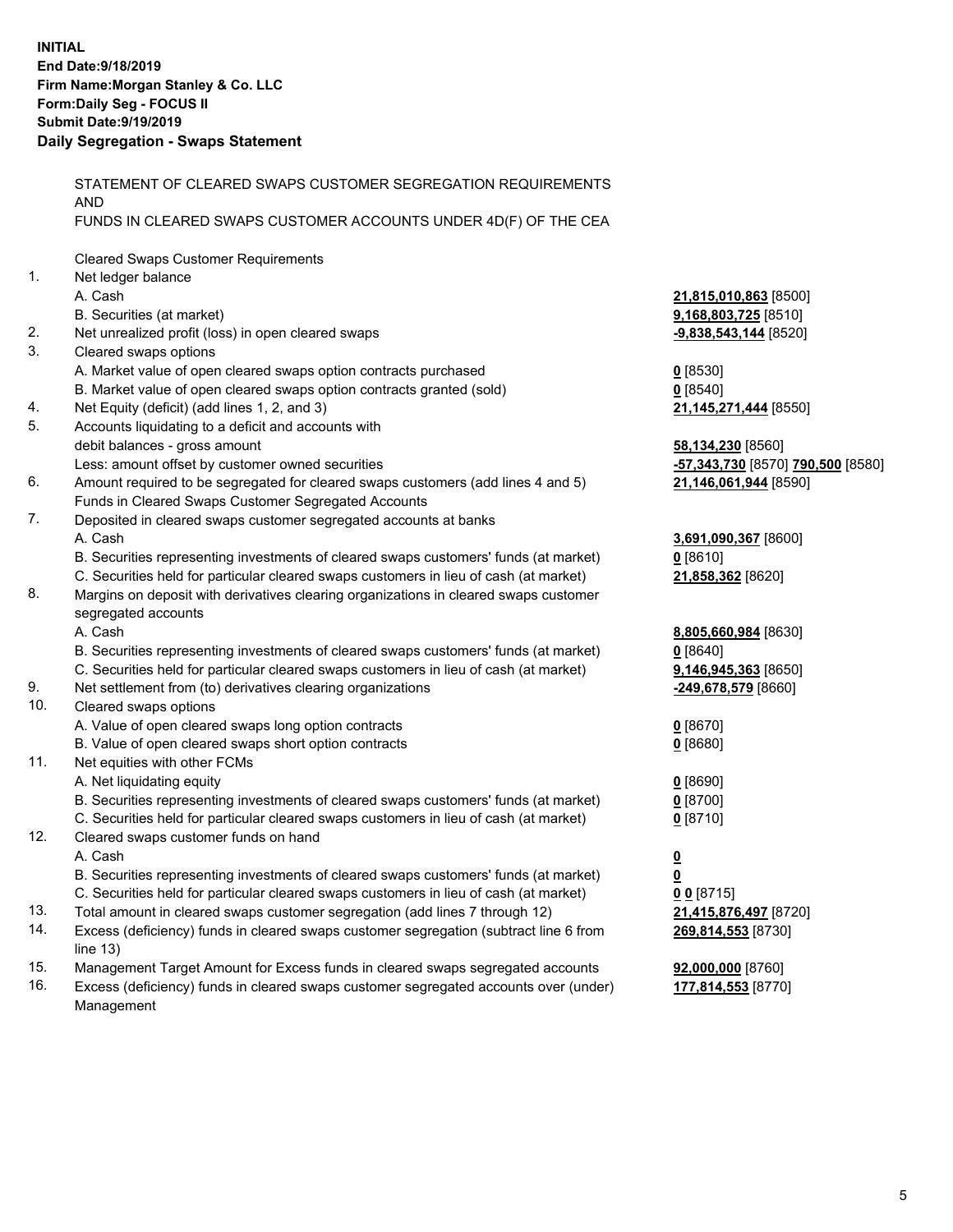**INITIAL**
**End Date:9/18/2019**
**Firm Name:Morgan Stanley & Co. LLC**
**Form:Daily Seg - FOCUS II**
**Submit Date:9/19/2019**
**Daily Segregation - Swaps Statement**

STATEMENT OF CLEARED SWAPS CUSTOMER SEGREGATION REQUIREMENTS AND FUNDS IN CLEARED SWAPS CUSTOMER ACCOUNTS UNDER 4D(F) OF THE CEA

| | | |
|---|---|---|
| | Cleared Swaps Customer Requirements | |
| 1. | Net ledger balance | |
| | A. Cash | **21,815,010,863** [8500] |
| | B. Securities (at market) | **9,168,803,725** [8510] |
| 2. | Net unrealized profit (loss) in open cleared swaps | **-9,838,543,144** [8520] |
| 3. | Cleared swaps options | |
| | A. Market value of open cleared swaps option contracts purchased | **0** [8530] |
| | B. Market value of open cleared swaps option contracts granted (sold) | **0** [8540] |
| 4. | Net Equity (deficit) (add lines 1, 2, and 3) | **21,145,271,444** [8550] |
| 5. | Accounts liquidating to a deficit and accounts with debit balances - gross amount | **58,134,230** [8560] |
| | Less: amount offset by customer owned securities | **-57,343,730** [8570] **790,500** [8580] |
| 6. | Amount required to be segregated for cleared swaps customers (add lines 4 and 5) | **21,146,061,944** [8590] |
| | Funds in Cleared Swaps Customer Segregated Accounts | |
| 7. | Deposited in cleared swaps customer segregated accounts at banks | |
| | A. Cash | **3,691,090,367** [8600] |
| | B. Securities representing investments of cleared swaps customers' funds (at market) | **0** [8610] |
| | C. Securities held for particular cleared swaps customers in lieu of cash (at market) | **21,858,362** [8620] |
| 8. | Margins on deposit with derivatives clearing organizations in cleared swaps customer segregated accounts | |
| | A. Cash | **8,805,660,984** [8630] |
| | B. Securities representing investments of cleared swaps customers' funds (at market) | **0** [8640] |
| | C. Securities held for particular cleared swaps customers in lieu of cash (at market) | **9,146,945,363** [8650] |
| 9. | Net settlement from (to) derivatives clearing organizations | **-249,678,579** [8660] |
| 10. | Cleared swaps options | |
| | A. Value of open cleared swaps long option contracts | **0** [8670] |
| | B. Value of open cleared swaps short option contracts | **0** [8680] |
| 11. | Net equities with other FCMs | |
| | A. Net liquidating equity | **0** [8690] |
| | B. Securities representing investments of cleared swaps customers' funds (at market) | **0** [8700] |
| | C. Securities held for particular cleared swaps customers in lieu of cash (at market) | **0** [8710] |
| 12. | Cleared swaps customer funds on hand | |
| | A. Cash | **0** |
| | B. Securities representing investments of cleared swaps customers' funds (at market) | **0** |
| | C. Securities held for particular cleared swaps customers in lieu of cash (at market) | **0** **0** [8715] |
| 13. | Total amount in cleared swaps customer segregation (add lines 7 through 12) | **21,415,876,497** [8720] |
| 14. | Excess (deficiency) funds in cleared swaps customer segregation (subtract line 6 from line 13) | **269,814,553** [8730] |
| 15. | Management Target Amount for Excess funds in cleared swaps segregated accounts | **92,000,000** [8760] |
| 16. | Excess (deficiency) funds in cleared swaps customer segregated accounts over (under) Management | **177,814,553** [8770] |